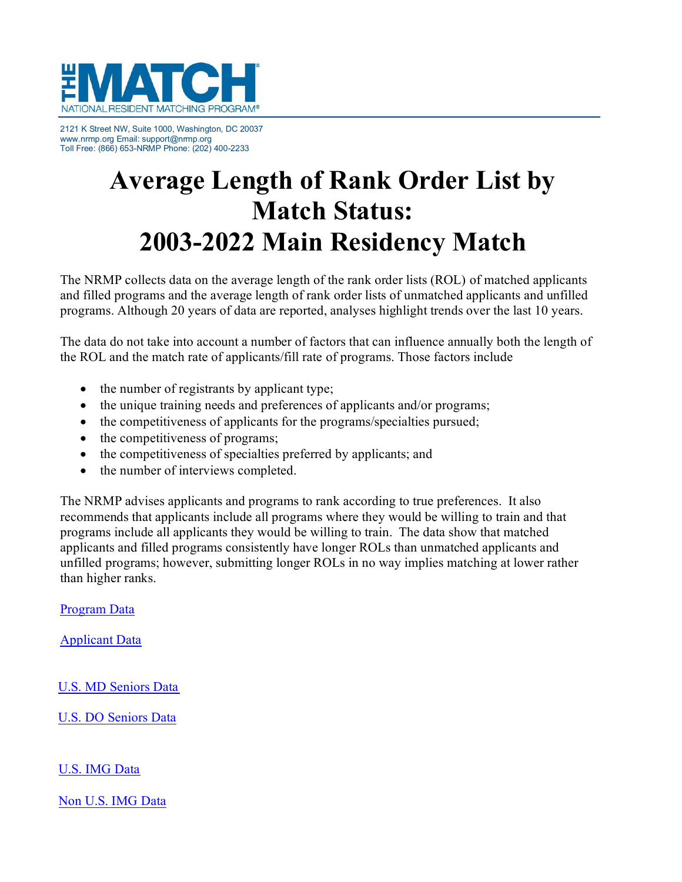THE MATCH
NATIONAL RESIDENT MATCHING PROGRAM®

2121 K Street NW, Suite 1000, Washington, DC 20037
www.nrmp.org Email: support@nrmp.org
Toll Free: (866) 653-NRMP Phone: (202) 400-2233

# Average Length of Rank Order List by Match Status: 2003-2022 Main Residency Match

The NRMP collects data on the average length of the rank order lists (ROL) of matched applicants and filled programs and the average length of rank order lists of unmatched applicants and unfilled programs. Although 20 years of data are reported, analyses highlight trends over the last 10 years.

The data do not take into account a number of factors that can influence annually both the length of the ROL and the match rate of applicants/fill rate of programs. Those factors include

- the number of registrants by applicant type;
- the unique training needs and preferences of applicants and/or programs;
- the competitiveness of applicants for the programs/specialties pursued;
- the competitiveness of programs;
- the competitiveness of specialties preferred by applicants; and
- the number of interviews completed.

The NRMP advises applicants and programs to rank according to true preferences. It also recommends that applicants include all programs where they would be willing to train and that programs include all applicants they would be willing to train. The data show that matched applicants and filled programs consistently have longer ROLs than unmatched applicants and unfilled programs; however, submitting longer ROLs in no way implies matching at lower rather than higher ranks.

Program Data

Applicant Data

U.S. MD Seniors Data

U.S. DO Seniors Data

U.S. IMG Data

Non U.S. IMG Data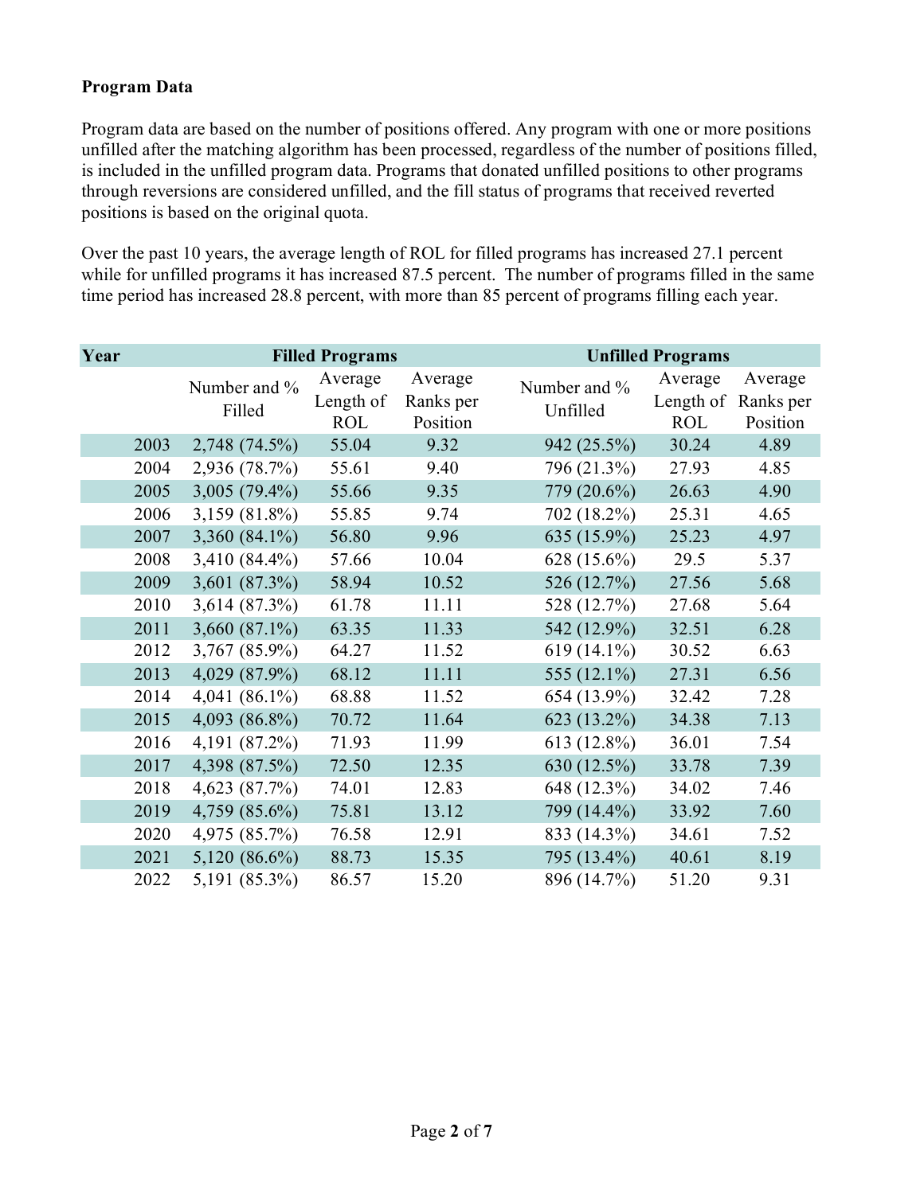**Program Data**

Program data are based on the number of positions offered. Any program with one or more positions unfilled after the matching algorithm has been processed, regardless of the number of positions filled, is included in the unfilled program data. Programs that donated unfilled positions to other programs through reversions are considered unfilled, and the fill status of programs that received reverted positions is based on the original quota.

Over the past 10 years, the average length of ROL for filled programs has increased 27.1 percent while for unfilled programs it has increased 87.5 percent. The number of programs filled in the same time period has increased 28.8 percent, with more than 85 percent of programs filling each year.

| Year | Filled Programs | | | Unfilled Programs | | |
|---|---|---|---|---|---|---|
| | Number and % Filled | Average Length of ROL | Average Ranks per Position | Number and % Unfilled | Average Length of ROL | Average Ranks per Position |
| 2003 | 2,748 (74.5%) | 55.04 | 9.32 | 942 (25.5%) | 30.24 | 4.89 |
| 2004 | 2,936 (78.7%) | 55.61 | 9.40 | 796 (21.3%) | 27.93 | 4.85 |
| 2005 | 3,005 (79.4%) | 55.66 | 9.35 | 779 (20.6%) | 26.63 | 4.90 |
| 2006 | 3,159 (81.8%) | 55.85 | 9.74 | 702 (18.2%) | 25.31 | 4.65 |
| 2007 | 3,360 (84.1%) | 56.80 | 9.96 | 635 (15.9%) | 25.23 | 4.97 |
| 2008 | 3,410 (84.4%) | 57.66 | 10.04 | 628 (15.6%) | 29.5 | 5.37 |
| 2009 | 3,601 (87.3%) | 58.94 | 10.52 | 526 (12.7%) | 27.56 | 5.68 |
| 2010 | 3,614 (87.3%) | 61.78 | 11.11 | 528 (12.7%) | 27.68 | 5.64 |
| 2011 | 3,660 (87.1%) | 63.35 | 11.33 | 542 (12.9%) | 32.51 | 6.28 |
| 2012 | 3,767 (85.9%) | 64.27 | 11.52 | 619 (14.1%) | 30.52 | 6.63 |
| 2013 | 4,029 (87.9%) | 68.12 | 11.11 | 555 (12.1%) | 27.31 | 6.56 |
| 2014 | 4,041 (86.1%) | 68.88 | 11.52 | 654 (13.9%) | 32.42 | 7.28 |
| 2015 | 4,093 (86.8%) | 70.72 | 11.64 | 623 (13.2%) | 34.38 | 7.13 |
| 2016 | 4,191 (87.2%) | 71.93 | 11.99 | 613 (12.8%) | 36.01 | 7.54 |
| 2017 | 4,398 (87.5%) | 72.50 | 12.35 | 630 (12.5%) | 33.78 | 7.39 |
| 2018 | 4,623 (87.7%) | 74.01 | 12.83 | 648 (12.3%) | 34.02 | 7.46 |
| 2019 | 4,759 (85.6%) | 75.81 | 13.12 | 799 (14.4%) | 33.92 | 7.60 |
| 2020 | 4,975 (85.7%) | 76.58 | 12.91 | 833 (14.3%) | 34.61 | 7.52 |
| 2021 | 5,120 (86.6%) | 88.73 | 15.35 | 795 (13.4%) | 40.61 | 8.19 |
| 2022 | 5,191 (85.3%) | 86.57 | 15.20 | 896 (14.7%) | 51.20 | 9.31 |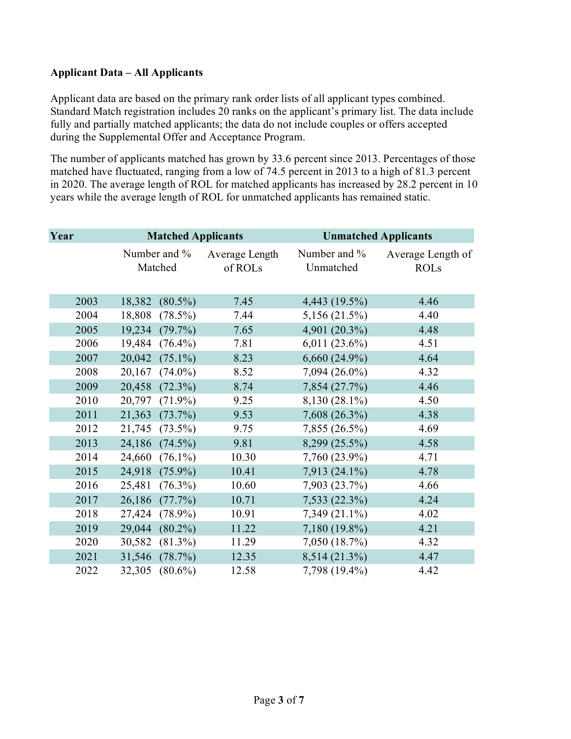**Applicant Data – All Applicants**

Applicant data are based on the primary rank order lists of all applicant types combined. Standard Match registration includes 20 ranks on the applicant's primary list. The data include fully and partially matched applicants; the data do not include couples or offers accepted during the Supplemental Offer and Acceptance Program.

The number of applicants matched has grown by 33.6 percent since 2013. Percentages of those matched have fluctuated, ranging from a low of 74.5 percent in 2013 to a high of 81.3 percent in 2020. The average length of ROL for matched applicants has increased by 28.2 percent in 10 years while the average length of ROL for unmatched applicants has remained static.

| Year | Matched Applicants | | Unmatched Applicants | |
|---|---|---|---|---|
| | Number and % Matched | Average Length of ROLs | Number and % Unmatched | Average Length of ROLs |
| 2003 | 18,382 (80.5%) | 7.45 | 4,443 (19.5%) | 4.46 |
| 2004 | 18,808 (78.5%) | 7.44 | 5,156 (21.5%) | 4.40 |
| 2005 | 19,234 (79.7%) | 7.65 | 4,901 (20.3%) | 4.48 |
| 2006 | 19,484 (76.4%) | 7.81 | 6,011 (23.6%) | 4.51 |
| 2007 | 20,042 (75.1%) | 8.23 | 6,660 (24.9%) | 4.64 |
| 2008 | 20,167 (74.0%) | 8.52 | 7,094 (26.0%) | 4.32 |
| 2009 | 20,458 (72.3%) | 8.74 | 7,854 (27.7%) | 4.46 |
| 2010 | 20,797 (71.9%) | 9.25 | 8,130 (28.1%) | 4.50 |
| 2011 | 21,363 (73.7%) | 9.53 | 7,608 (26.3%) | 4.38 |
| 2012 | 21,745 (73.5%) | 9.75 | 7,855 (26.5%) | 4.69 |
| 2013 | 24,186 (74.5%) | 9.81 | 8,299 (25.5%) | 4.58 |
| 2014 | 24,660 (76.1%) | 10.30 | 7,760 (23.9%) | 4.71 |
| 2015 | 24,918 (75.9%) | 10.41 | 7,913 (24.1%) | 4.78 |
| 2016 | 25,481 (76.3%) | 10.60 | 7,903 (23.7%) | 4.66 |
| 2017 | 26,186 (77.7%) | 10.71 | 7,533 (22.3%) | 4.24 |
| 2018 | 27,424 (78.9%) | 10.91 | 7,349 (21.1%) | 4.02 |
| 2019 | 29,044 (80.2%) | 11.22 | 7,180 (19.8%) | 4.21 |
| 2020 | 30,582 (81.3%) | 11.29 | 7,050 (18.7%) | 4.32 |
| 2021 | 31,546 (78.7%) | 12.35 | 8,514 (21.3%) | 4.47 |
| 2022 | 32,305 (80.6%) | 12.58 | 7,798 (19.4%) | 4.42 |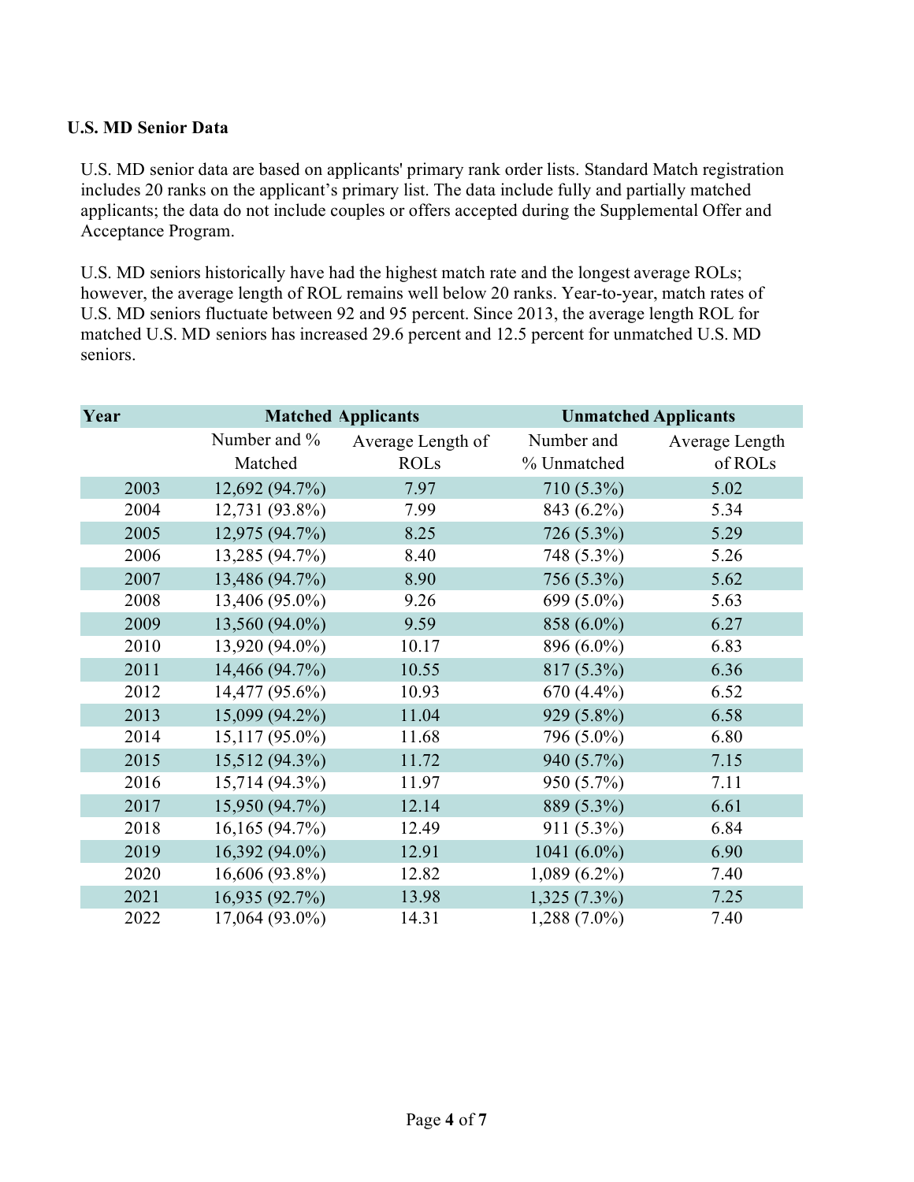**U.S. MD Senior Data**

U.S. MD senior data are based on applicants' primary rank order lists. Standard Match registration includes 20 ranks on the applicant's primary list. The data include fully and partially matched applicants; the data do not include couples or offers accepted during the Supplemental Offer and Acceptance Program.

U.S. MD seniors historically have had the highest match rate and the longest average ROLs; however, the average length of ROL remains well below 20 ranks. Year-to-year, match rates of U.S. MD seniors fluctuate between 92 and 95 percent. Since 2013, the average length ROL for matched U.S. MD seniors has increased 29.6 percent and 12.5 percent for unmatched U.S. MD seniors.

| Year | Matched Applicants | | Unmatched Applicants | |
|---|---|---|---|---|
| | Number and % Matched | Average Length of ROLs | Number and % Unmatched | Average Length of ROLs |
| 2003 | 12,692 (94.7%) | 7.97 | 710 (5.3%) | 5.02 |
| 2004 | 12,731 (93.8%) | 7.99 | 843 (6.2%) | 5.34 |
| 2005 | 12,975 (94.7%) | 8.25 | 726 (5.3%) | 5.29 |
| 2006 | 13,285 (94.7%) | 8.40 | 748 (5.3%) | 5.26 |
| 2007 | 13,486 (94.7%) | 8.90 | 756 (5.3%) | 5.62 |
| 2008 | 13,406 (95.0%) | 9.26 | 699 (5.0%) | 5.63 |
| 2009 | 13,560 (94.0%) | 9.59 | 858 (6.0%) | 6.27 |
| 2010 | 13,920 (94.0%) | 10.17 | 896 (6.0%) | 6.83 |
| 2011 | 14,466 (94.7%) | 10.55 | 817 (5.3%) | 6.36 |
| 2012 | 14,477 (95.6%) | 10.93 | 670 (4.4%) | 6.52 |
| 2013 | 15,099 (94.2%) | 11.04 | 929 (5.8%) | 6.58 |
| 2014 | 15,117 (95.0%) | 11.68 | 796 (5.0%) | 6.80 |
| 2015 | 15,512 (94.3%) | 11.72 | 940 (5.7%) | 7.15 |
| 2016 | 15,714 (94.3%) | 11.97 | 950 (5.7%) | 7.11 |
| 2017 | 15,950 (94.7%) | 12.14 | 889 (5.3%) | 6.61 |
| 2018 | 16,165 (94.7%) | 12.49 | 911 (5.3%) | 6.84 |
| 2019 | 16,392 (94.0%) | 12.91 | 1041 (6.0%) | 6.90 |
| 2020 | 16,606 (93.8%) | 12.82 | 1,089 (6.2%) | 7.40 |
| 2021 | 16,935 (92.7%) | 13.98 | 1,325 (7.3%) | 7.25 |
| 2022 | 17,064 (93.0%) | 14.31 | 1,288 (7.0%) | 7.40 |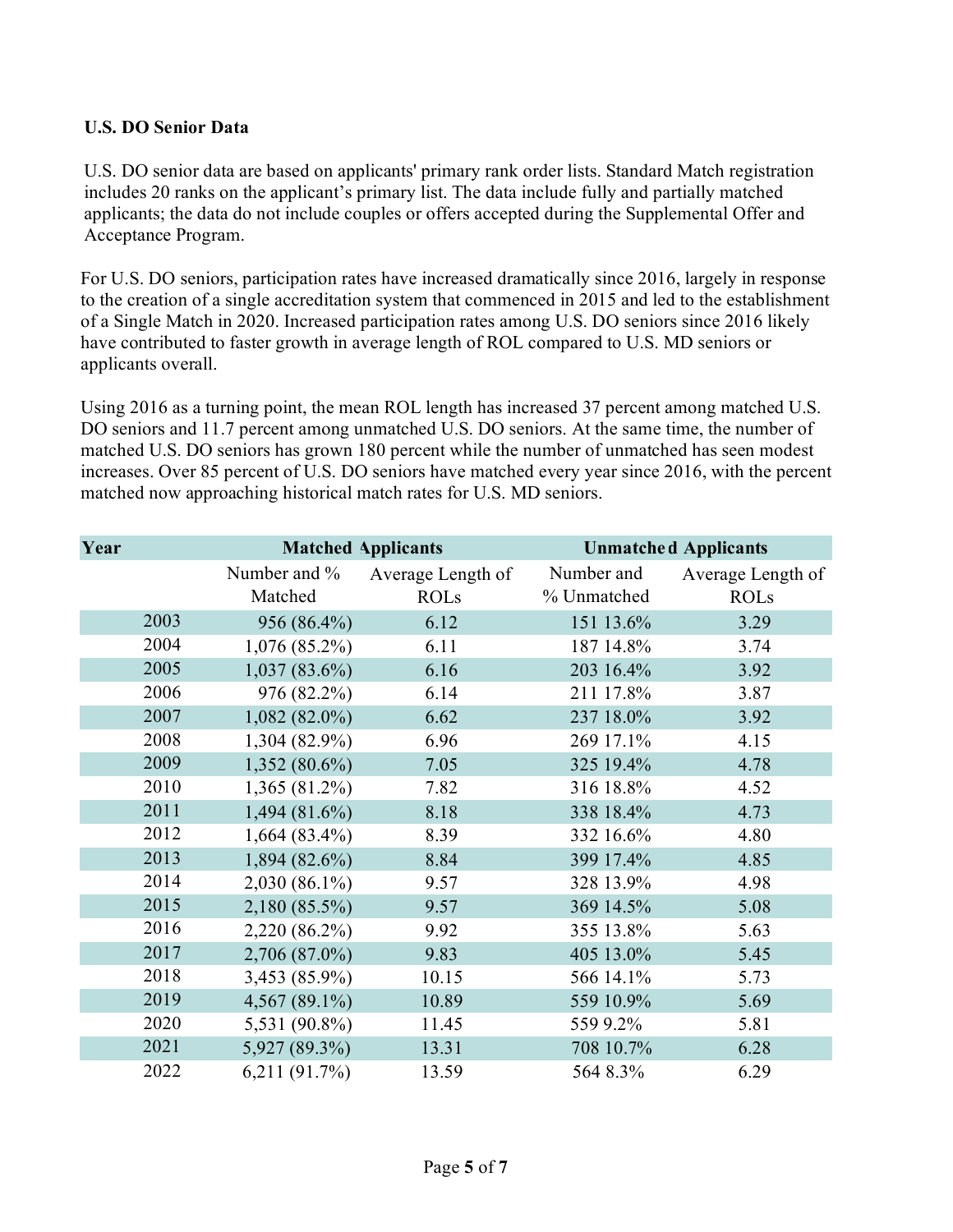**U.S. DO Senior Data**

U.S. DO senior data are based on applicants' primary rank order lists. Standard Match registration includes 20 ranks on the applicant's primary list. The data include fully and partially matched applicants; the data do not include couples or offers accepted during the Supplemental Offer and Acceptance Program.

For U.S. DO seniors, participation rates have increased dramatically since 2016, largely in response to the creation of a single accreditation system that commenced in 2015 and led to the establishment of a Single Match in 2020. Increased participation rates among U.S. DO seniors since 2016 likely have contributed to faster growth in average length of ROL compared to U.S. MD seniors or applicants overall.

Using 2016 as a turning point, the mean ROL length has increased 37 percent among matched U.S. DO seniors and 11.7 percent among unmatched U.S. DO seniors. At the same time, the number of matched U.S. DO seniors has grown 180 percent while the number of unmatched has seen modest increases. Over 85 percent of U.S. DO seniors have matched every year since 2016, with the percent matched now approaching historical match rates for U.S. MD seniors.

| Year | Matched Applicants | | Unmatched Applicants | |
|---|---|---|---|---|
| | Number and % Matched | Average Length of ROLs | Number and % Unmatched | Average Length of ROLs |
| 2003 | 956 (86.4%) | 6.12 | 151 13.6% | 3.29 |
| 2004 | 1,076 (85.2%) | 6.11 | 187 14.8% | 3.74 |
| 2005 | 1,037 (83.6%) | 6.16 | 203 16.4% | 3.92 |
| 2006 | 976 (82.2%) | 6.14 | 211 17.8% | 3.87 |
| 2007 | 1,082 (82.0%) | 6.62 | 237 18.0% | 3.92 |
| 2008 | 1,304 (82.9%) | 6.96 | 269 17.1% | 4.15 |
| 2009 | 1,352 (80.6%) | 7.05 | 325 19.4% | 4.78 |
| 2010 | 1,365 (81.2%) | 7.82 | 316 18.8% | 4.52 |
| 2011 | 1,494 (81.6%) | 8.18 | 338 18.4% | 4.73 |
| 2012 | 1,664 (83.4%) | 8.39 | 332 16.6% | 4.80 |
| 2013 | 1,894 (82.6%) | 8.84 | 399 17.4% | 4.85 |
| 2014 | 2,030 (86.1%) | 9.57 | 328 13.9% | 4.98 |
| 2015 | 2,180 (85.5%) | 9.57 | 369 14.5% | 5.08 |
| 2016 | 2,220 (86.2%) | 9.92 | 355 13.8% | 5.63 |
| 2017 | 2,706 (87.0%) | 9.83 | 405 13.0% | 5.45 |
| 2018 | 3,453 (85.9%) | 10.15 | 566 14.1% | 5.73 |
| 2019 | 4,567 (89.1%) | 10.89 | 559 10.9% | 5.69 |
| 2020 | 5,531 (90.8%) | 11.45 | 559 9.2% | 5.81 |
| 2021 | 5,927 (89.3%) | 13.31 | 708 10.7% | 6.28 |
| 2022 | 6,211 (91.7%) | 13.59 | 564 8.3% | 6.29 |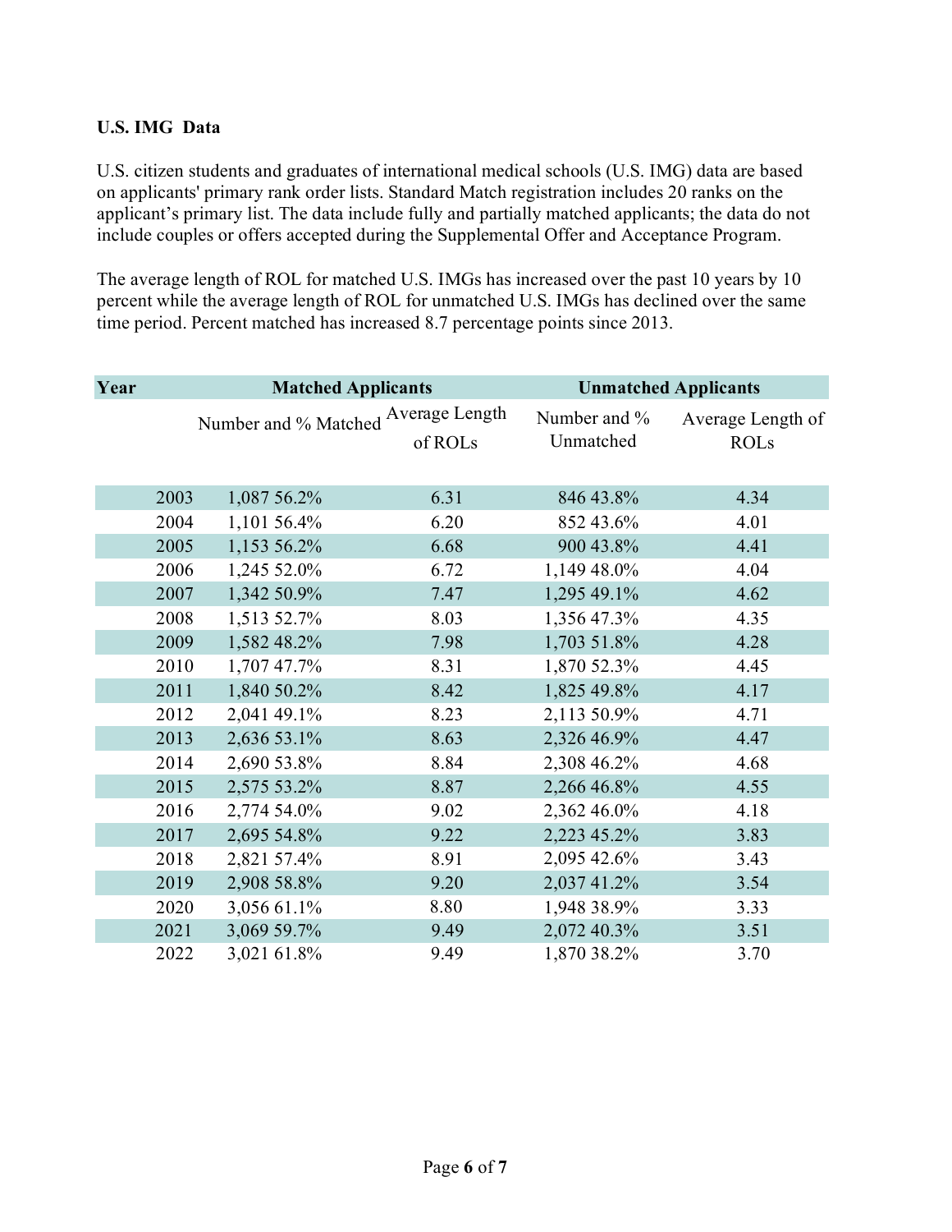**U.S. IMG Data**

U.S. citizen students and graduates of international medical schools (U.S. IMG) data are based on applicants' primary rank order lists. Standard Match registration includes 20 ranks on the applicant's primary list. The data include fully and partially matched applicants; the data do not include couples or offers accepted during the Supplemental Offer and Acceptance Program.

The average length of ROL for matched U.S. IMGs has increased over the past 10 years by 10 percent while the average length of ROL for unmatched U.S. IMGs has declined over the same time period. Percent matched has increased 8.7 percentage points since 2013.

| Year | Matched Applicants | | Unmatched Applicants | |
|---|---|---|---|---|
| | Number and % Matched | Average Length of ROLs | Number and % Unmatched | Average Length of ROLs |
| 2003 | 1,087 56.2% | 6.31 | 846 43.8% | 4.34 |
| 2004 | 1,101 56.4% | 6.20 | 852 43.6% | 4.01 |
| 2005 | 1,153 56.2% | 6.68 | 900 43.8% | 4.41 |
| 2006 | 1,245 52.0% | 6.72 | 1,149 48.0% | 4.04 |
| 2007 | 1,342 50.9% | 7.47 | 1,295 49.1% | 4.62 |
| 2008 | 1,513 52.7% | 8.03 | 1,356 47.3% | 4.35 |
| 2009 | 1,582 48.2% | 7.98 | 1,703 51.8% | 4.28 |
| 2010 | 1,707 47.7% | 8.31 | 1,870 52.3% | 4.45 |
| 2011 | 1,840 50.2% | 8.42 | 1,825 49.8% | 4.17 |
| 2012 | 2,041 49.1% | 8.23 | 2,113 50.9% | 4.71 |
| 2013 | 2,636 53.1% | 8.63 | 2,326 46.9% | 4.47 |
| 2014 | 2,690 53.8% | 8.84 | 2,308 46.2% | 4.68 |
| 2015 | 2,575 53.2% | 8.87 | 2,266 46.8% | 4.55 |
| 2016 | 2,774 54.0% | 9.02 | 2,362 46.0% | 4.18 |
| 2017 | 2,695 54.8% | 9.22 | 2,223 45.2% | 3.83 |
| 2018 | 2,821 57.4% | 8.91 | 2,095 42.6% | 3.43 |
| 2019 | 2,908 58.8% | 9.20 | 2,037 41.2% | 3.54 |
| 2020 | 3,056 61.1% | 8.80 | 1,948 38.9% | 3.33 |
| 2021 | 3,069 59.7% | 9.49 | 2,072 40.3% | 3.51 |
| 2022 | 3,021 61.8% | 9.49 | 1,870 38.2% | 3.70 |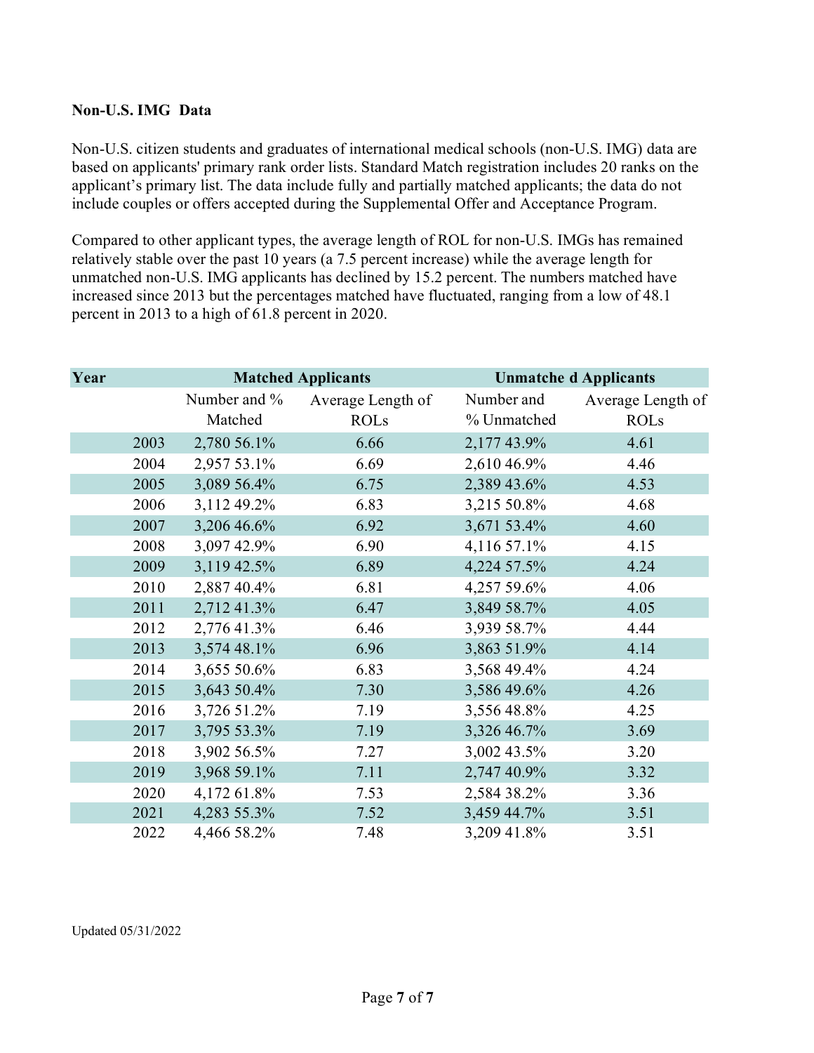**Non-U.S. IMG Data**

Non-U.S. citizen students and graduates of international medical schools (non-U.S. IMG) data are based on applicants' primary rank order lists. Standard Match registration includes 20 ranks on the applicant's primary list. The data include fully and partially matched applicants; the data do not include couples or offers accepted during the Supplemental Offer and Acceptance Program.

Compared to other applicant types, the average length of ROL for non-U.S. IMGs has remained relatively stable over the past 10 years (a 7.5 percent increase) while the average length for unmatched non-U.S. IMG applicants has declined by 15.2 percent. The numbers matched have increased since 2013 but the percentages matched have fluctuated, ranging from a low of 48.1 percent in 2013 to a high of 61.8 percent in 2020.

| Year | Matched Applicants | | Unmatche d Applicants | |
|---|---|---|---|---|
| | Number and % Matched | Average Length of ROLs | Number and % Unmatched | Average Length of ROLs |
| 2003 | 2,780 56.1% | 6.66 | 2,177 43.9% | 4.61 |
| 2004 | 2,957 53.1% | 6.69 | 2,610 46.9% | 4.46 |
| 2005 | 3,089 56.4% | 6.75 | 2,389 43.6% | 4.53 |
| 2006 | 3,112 49.2% | 6.83 | 3,215 50.8% | 4.68 |
| 2007 | 3,206 46.6% | 6.92 | 3,671 53.4% | 4.60 |
| 2008 | 3,097 42.9% | 6.90 | 4,116 57.1% | 4.15 |
| 2009 | 3,119 42.5% | 6.89 | 4,224 57.5% | 4.24 |
| 2010 | 2,887 40.4% | 6.81 | 4,257 59.6% | 4.06 |
| 2011 | 2,712 41.3% | 6.47 | 3,849 58.7% | 4.05 |
| 2012 | 2,776 41.3% | 6.46 | 3,939 58.7% | 4.44 |
| 2013 | 3,574 48.1% | 6.96 | 3,863 51.9% | 4.14 |
| 2014 | 3,655 50.6% | 6.83 | 3,568 49.4% | 4.24 |
| 2015 | 3,643 50.4% | 7.30 | 3,586 49.6% | 4.26 |
| 2016 | 3,726 51.2% | 7.19 | 3,556 48.8% | 4.25 |
| 2017 | 3,795 53.3% | 7.19 | 3,326 46.7% | 3.69 |
| 2018 | 3,902 56.5% | 7.27 | 3,002 43.5% | 3.20 |
| 2019 | 3,968 59.1% | 7.11 | 2,747 40.9% | 3.32 |
| 2020 | 4,172 61.8% | 7.53 | 2,584 38.2% | 3.36 |
| 2021 | 4,283 55.3% | 7.52 | 3,459 44.7% | 3.51 |
| 2022 | 4,466 58.2% | 7.48 | 3,209 41.8% | 3.51 |

Updated 05/31/2022